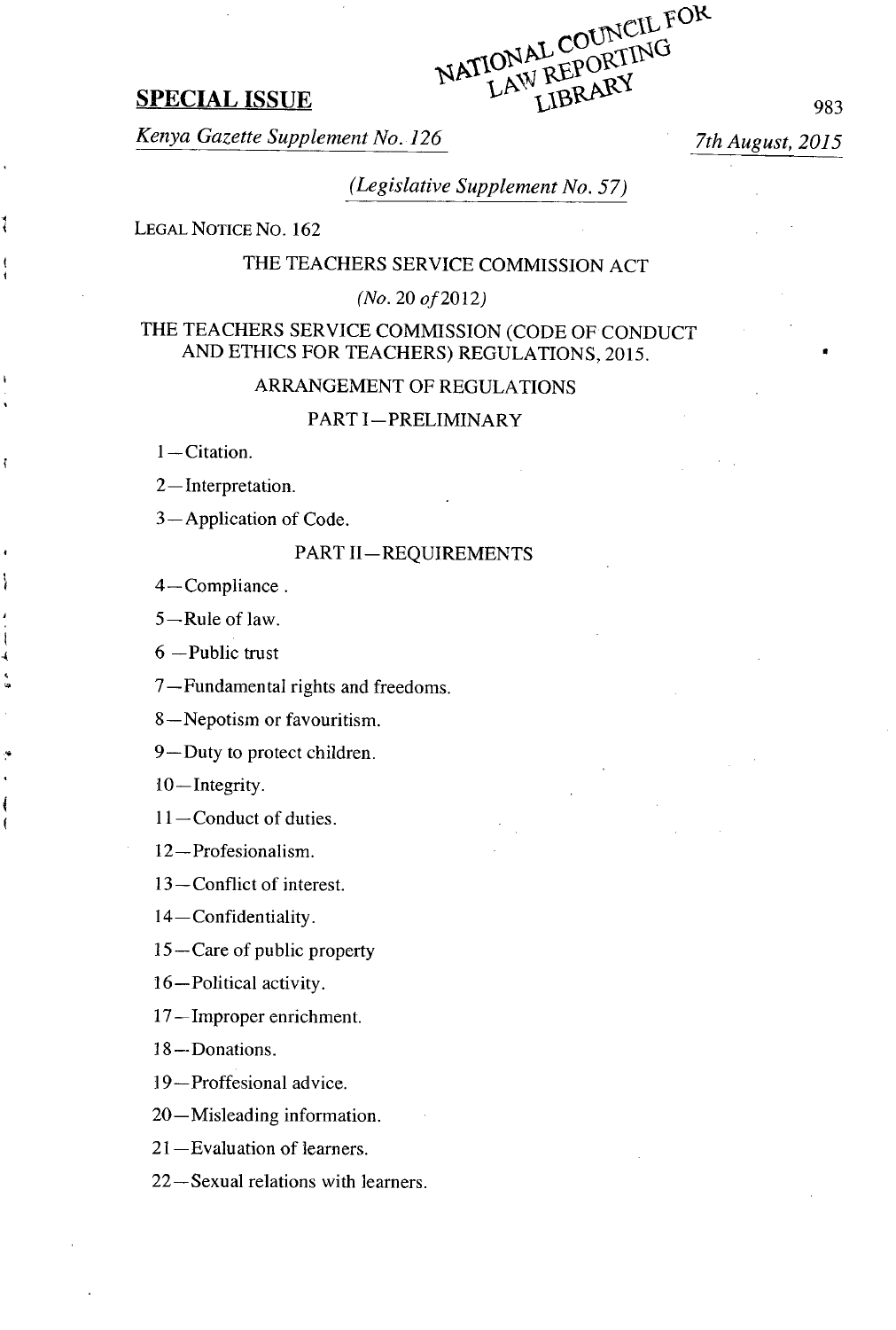**SPECIAL ISSUE**

*Kenya Gazette Supplement No. 126* — *7th August, 2015*

*(Legislative Supplement No. 57)*

LEGAL NOTICE NO. 162

THE TEACHERS SERVICE COMMISSION ACT

*(No. 20 of 2012)*

# THE TEACHERS SERVICE COMMISSION (CODE OF CONDUCT AND ETHICS FOR TEACHERS) REGULATIONS, 2015.

## ARRANGEMENT OF REGULATIONS

### PART I—PRELIMINARY

1—Citation.

2—Interpretation.

3—Application of Code.

### PART II—REQUIREMENTS

4—Compliance .

5—Rule of law.

6 —Public trust

7—Fundamental rights and freedoms.

8—Nepotism or favouritism.

9—Duty to protect children.

10—Integrity.

11—Conduct of duties.

12—Profesionalism.

13—Conflict of interest.

14—Confidentiality.

15—Care of public property

16—Political activity.

17—Improper enrichment.

18—Donations.

19—Proffesional advice.

20—Misleading information.

21—Evaluation of learners.

22—Sexual relations with learners.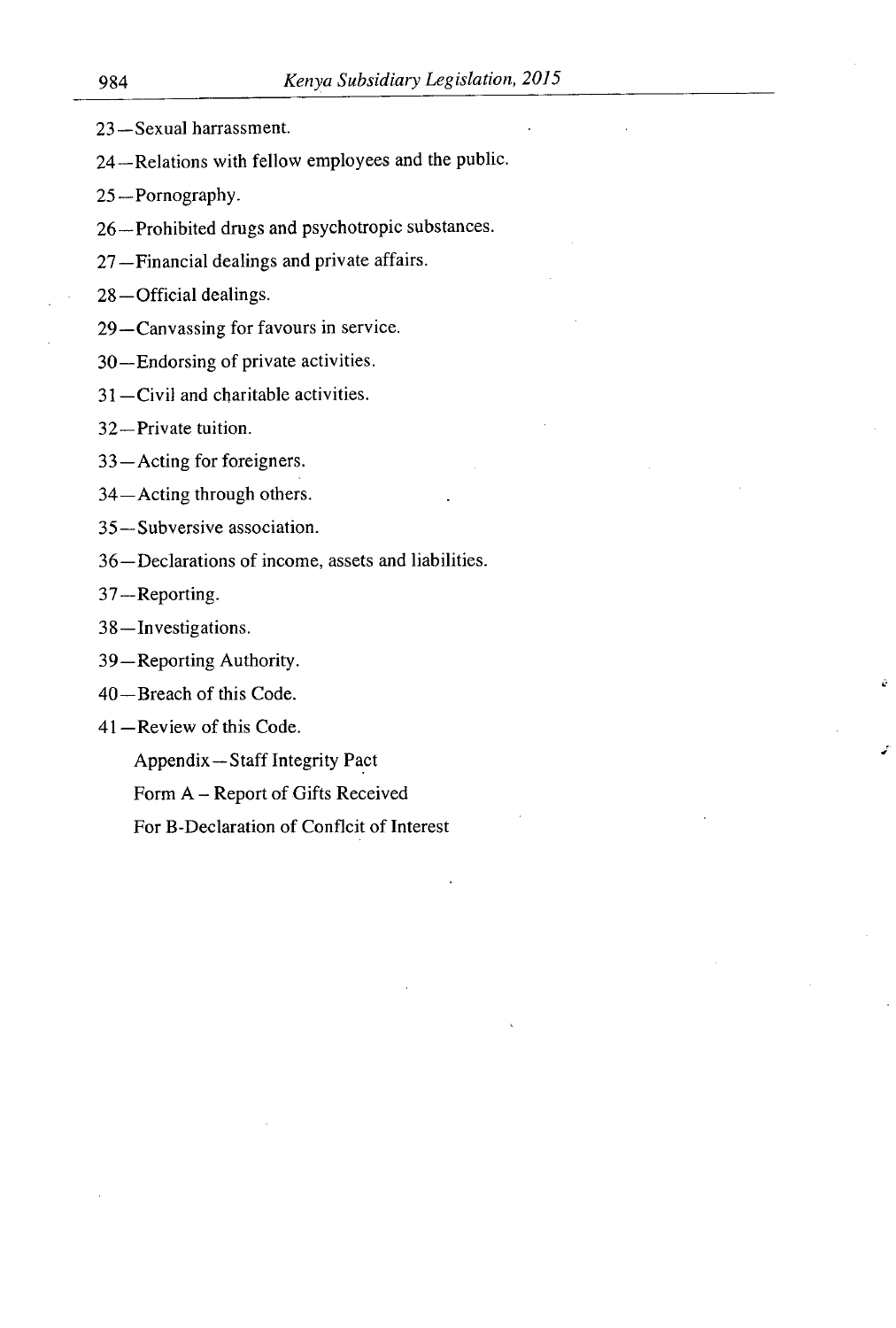23—Sexual harrassment.

24—Relations with fellow employees and the public.

25—Pornography.

26—Prohibited drugs and psychotropic substances.

27—Financial dealings and private affairs.

28—Official dealings.

29—Canvassing for favours in service.

30—Endorsing of private activities.

31—Civil and charitable activities.

32—Private tuition.

33—Acting for foreigners.

34—Acting through others.

35—Subversive association.

36—Declarations of income, assets and liabilities.

37—Reporting.

38—Investigations.

39—Reporting Authority.

40—Breach of this Code.

41—Review of this Code.

Appendix—Staff Integrity Pact

Form A – Report of Gifts Received

For B-Declaration of Conflcit of Interest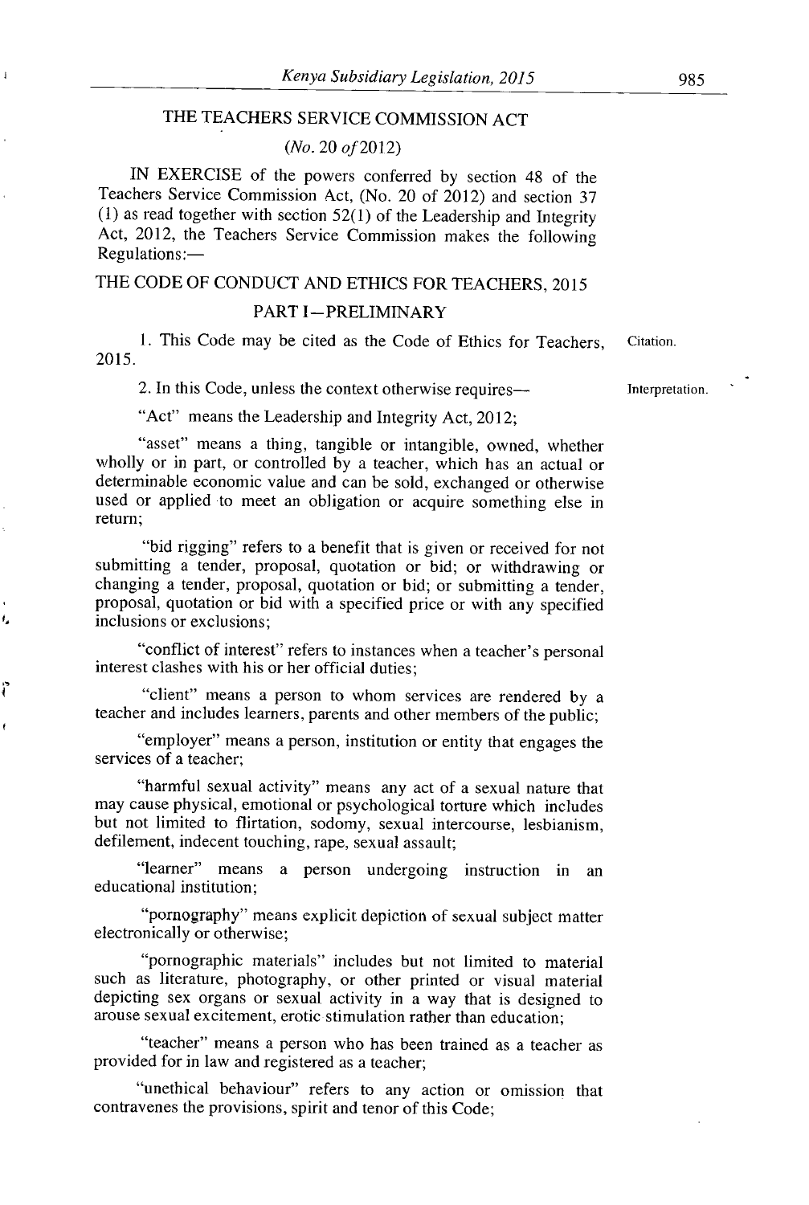# THE TEACHERS SERVICE COMMISSION ACT

*(No. 20 of 2012)*

IN EXERCISE of the powers conferred by section 48 of the Teachers Service Commission Act, (No. 20 of 2012) and section 37 (1) as read together with section 52(1) of the Leadership and Integrity Act, 2012, the Teachers Service Commission makes the following Regulations:—

## THE CODE OF CONDUCT AND ETHICS FOR TEACHERS, 2015

### PART I—PRELIMINARY

Citation.

1. This Code may be cited as the Code of Ethics for Teachers, 2015.

Interpretation.

2. In this Code, unless the context otherwise requires—

"Act" means the Leadership and Integrity Act, 2012;

"asset" means a thing, tangible or intangible, owned, whether wholly or in part, or controlled by a teacher, which has an actual or determinable economic value and can be sold, exchanged or otherwise used or applied to meet an obligation or acquire something else in return;

"bid rigging" refers to a benefit that is given or received for not submitting a tender, proposal, quotation or bid; or withdrawing or changing a tender, proposal, quotation or bid; or submitting a tender, proposal, quotation or bid with a specified price or with any specified inclusions or exclusions;

"conflict of interest" refers to instances when a teacher's personal interest clashes with his or her official duties;

"client" means a person to whom services are rendered by a teacher and includes learners, parents and other members of the public;

"employer" means a person, institution or entity that engages the services of a teacher;

"harmful sexual activity" means any act of a sexual nature that may cause physical, emotional or psychological torture which includes but not limited to flirtation, sodomy, sexual intercourse, lesbianism, defilement, indecent touching, rape, sexual assault;

"learner" means a person undergoing instruction in an educational institution;

"pornography" means explicit depiction of sexual subject matter electronically or otherwise;

"pornographic materials" includes but not limited to material such as literature, photography, or other printed or visual material depicting sex organs or sexual activity in a way that is designed to arouse sexual excitement, erotic stimulation rather than education;

"teacher" means a person who has been trained as a teacher as provided for in law and registered as a teacher;

"unethical behaviour" refers to any action or omission that contravenes the provisions, spirit and tenor of this Code;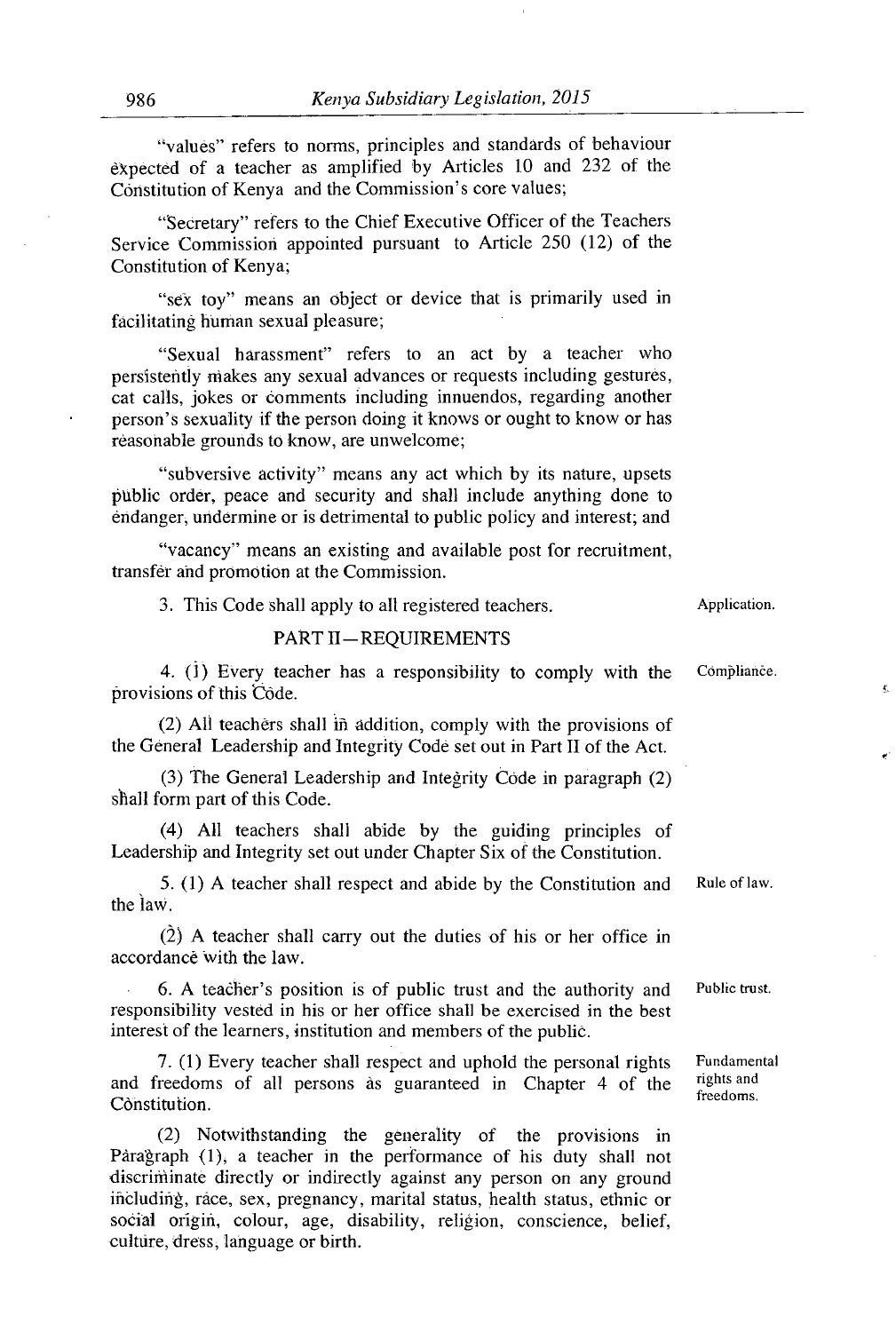"values" refers to norms, principles and standards of behaviour expected of a teacher as amplified by Articles 10 and 232 of the Constitution of Kenya and the Commission's core values;

"Secretary" refers to the Chief Executive Officer of the Teachers Service Commission appointed pursuant to Article 250 (12) of the Constitution of Kenya;

"sex toy" means an object or device that is primarily used in facilitating human sexual pleasure;

"Sexual harassment" refers to an act by a teacher who persistently makes any sexual advances or requests including gestures, cat calls, jokes or comments including innuendos, regarding another person's sexuality if the person doing it knows or ought to know or has reasonable grounds to know, are unwelcome;

"subversive activity" means any act which by its nature, upsets public order, peace and security and shall include anything done to endanger, undermine or is detrimental to public policy and interest; and

"vacancy" means an existing and available post for recruitment, transfer and promotion at the Commission.

3. This Code shall apply to all registered teachers. *Application.*

## PART II—REQUIREMENTS

4. (1) Every teacher has a responsibility to comply with the provisions of this Code. *Compliance.*

(2) All teachers shall in addition, comply with the provisions of the General Leadership and Integrity Code set out in Part II of the Act.

(3) The General Leadership and Integrity Code in paragraph (2) shall form part of this Code.

(4) All teachers shall abide by the guiding principles of Leadership and Integrity set out under Chapter Six of the Constitution.

5. (1) A teacher shall respect and abide by the Constitution and the law. *Rule of law.*

(2) A teacher shall carry out the duties of his or her office in accordance with the law.

6. A teacher's position is of public trust and the authority and responsibility vested in his or her office shall be exercised in the best interest of the learners, institution and members of the public. *Public trust.*

7. (1) Every teacher shall respect and uphold the personal rights and freedoms of all persons as guaranteed in Chapter 4 of the Constitution. *Fundamental rights and freedoms.*

(2) Notwithstanding the generality of the provisions in Paragraph (1), a teacher in the performance of his duty shall not discriminate directly or indirectly against any person on any ground including, race, sex, pregnancy, marital status, health status, ethnic or social origin, colour, age, disability, religion, conscience, belief, culture, dress, language or birth.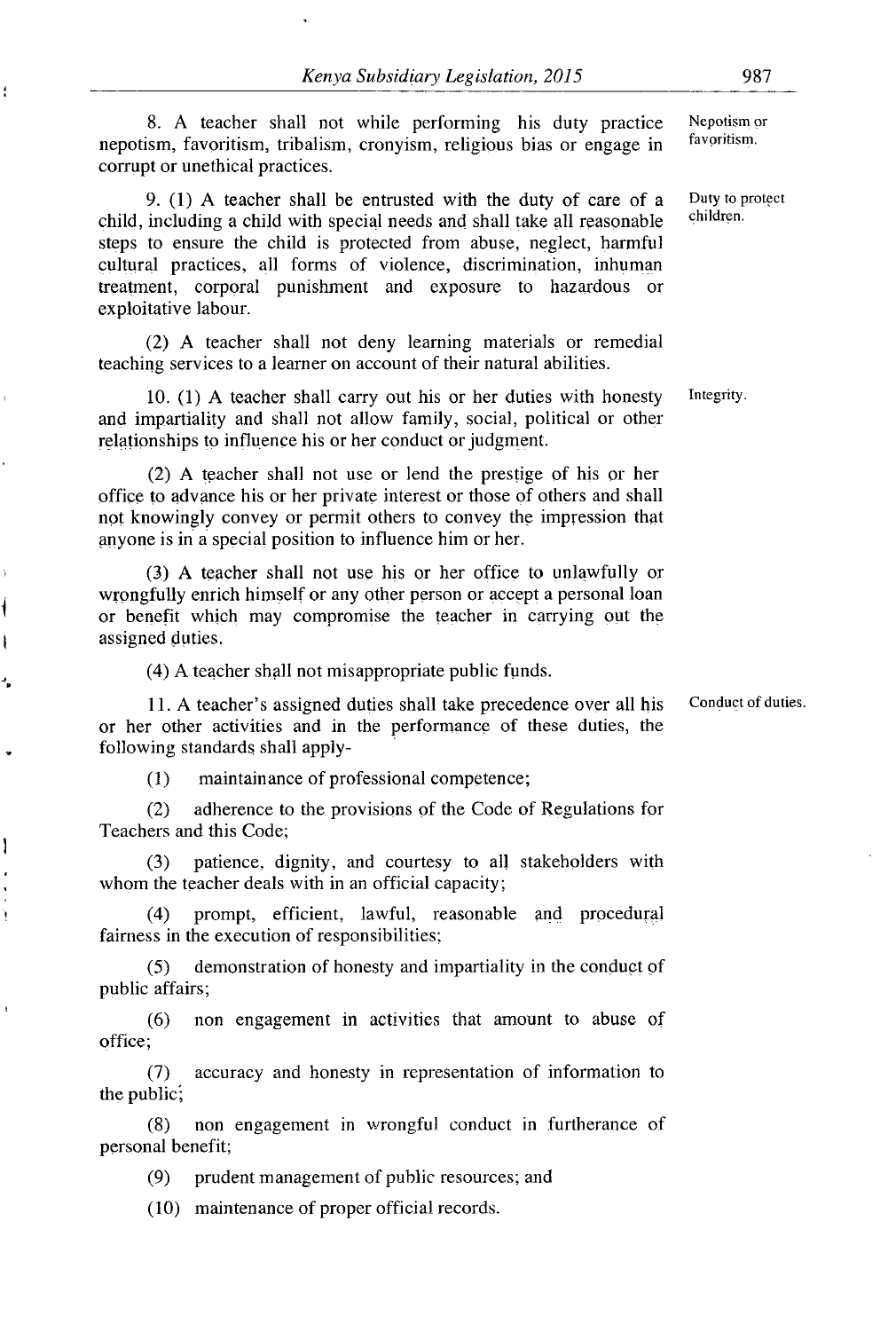8. A teacher shall not while performing his duty practice nepotism, favoritism, tribalism, cronyism, religious bias or engage in corrupt or unethical practices.

*Nepotism or favoritism.*

9. (1) A teacher shall be entrusted with the duty of care of a child, including a child with special needs and shall take all reasonable steps to ensure the child is protected from abuse, neglect, harmful cultural practices, all forms of violence, discrimination, inhuman treatment, corporal punishment and exposure to hazardous or exploitative labour.

*Duty to protect children.*

(2) A teacher shall not deny learning materials or remedial teaching services to a learner on account of their natural abilities.

10. (1) A teacher shall carry out his or her duties with honesty and impartiality and shall not allow family, social, political or other relationships to influence his or her conduct or judgment.

*Integrity.*

(2) A teacher shall not use or lend the prestige of his or her office to advance his or her private interest or those of others and shall not knowingly convey or permit others to convey the impression that anyone is in a special position to influence him or her.

(3) A teacher shall not use his or her office to unlawfully or wrongfully enrich himself or any other person or accept a personal loan or benefit which may compromise the teacher in carrying out the assigned duties.

(4) A teacher shall not misappropriate public funds.

11. A teacher's assigned duties shall take precedence over all his or her other activities and in the performance of these duties, the following standards shall apply-

*Conduct of duties.*

(1) maintainance of professional competence;

(2) adherence to the provisions of the Code of Regulations for Teachers and this Code;

(3) patience, dignity, and courtesy to all stakeholders with whom the teacher deals with in an official capacity;

(4) prompt, efficient, lawful, reasonable and procedural fairness in the execution of responsibilities;

(5) demonstration of honesty and impartiality in the conduct of public affairs;

(6) non engagement in activities that amount to abuse of office;

(7) accuracy and honesty in representation of information to the public;

(8) non engagement in wrongful conduct in furtherance of personal benefit;

(9) prudent management of public resources; and

(10) maintenance of proper official records.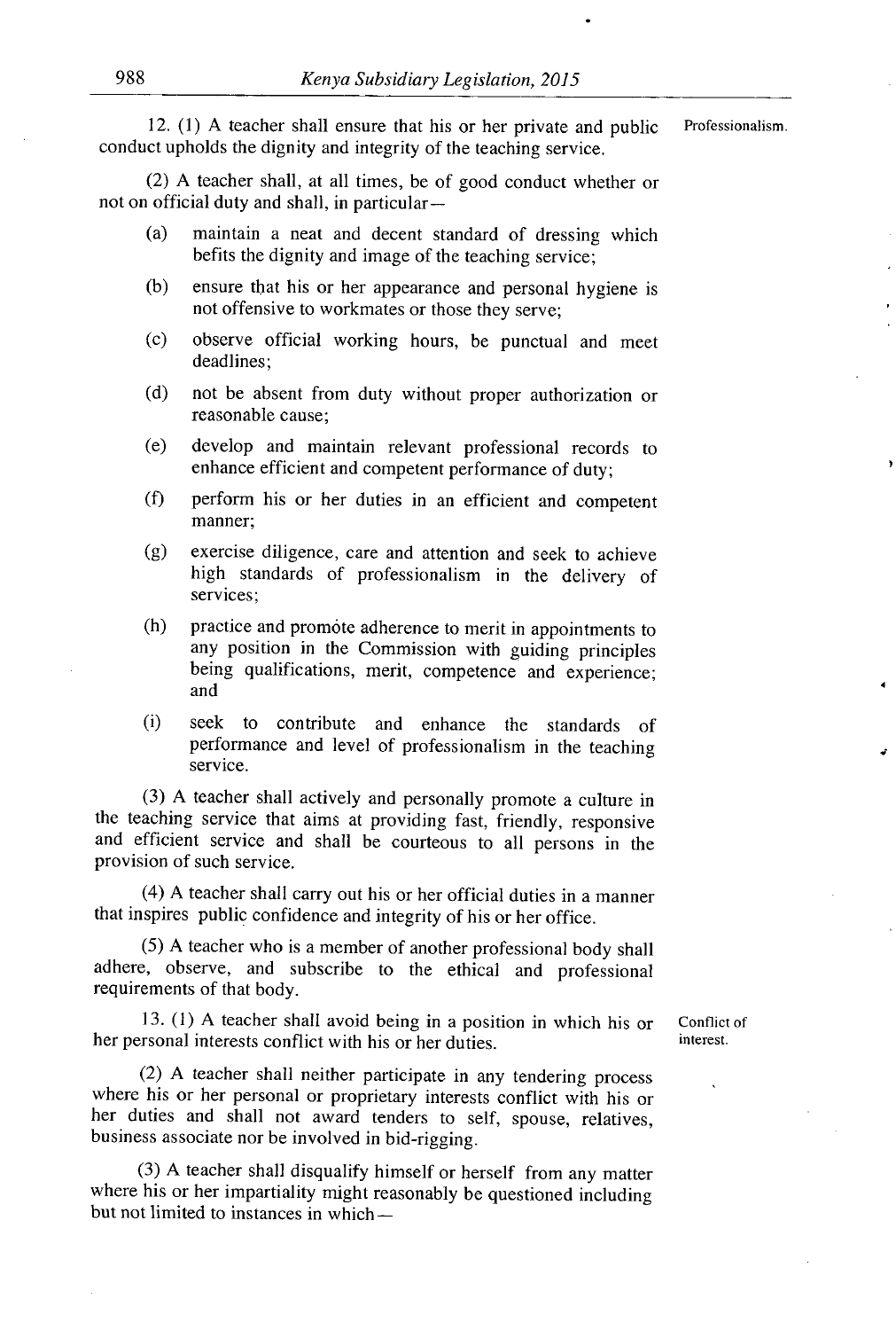12. (1) A teacher shall ensure that his or her private and public conduct upholds the dignity and integrity of the teaching service. Professionalism.

(2) A teacher shall, at all times, be of good conduct whether or not on official duty and shall, in particular—

(a) maintain a neat and decent standard of dressing which befits the dignity and image of the teaching service;

(b) ensure that his or her appearance and personal hygiene is not offensive to workmates or those they serve;

(c) observe official working hours, be punctual and meet deadlines;

(d) not be absent from duty without proper authorization or reasonable cause;

(e) develop and maintain relevant professional records to enhance efficient and competent performance of duty;

(f) perform his or her duties in an efficient and competent manner;

(g) exercise diligence, care and attention and seek to achieve high standards of professionalism in the delivery of services;

(h) practice and promote adherence to merit in appointments to any position in the Commission with guiding principles being qualifications, merit, competence and experience; and

(i) seek to contribute and enhance the standards of performance and level of professionalism in the teaching service.

(3) A teacher shall actively and personally promote a culture in the teaching service that aims at providing fast, friendly, responsive and efficient service and shall be courteous to all persons in the provision of such service.

(4) A teacher shall carry out his or her official duties in a manner that inspires public confidence and integrity of his or her office.

(5) A teacher who is a member of another professional body shall adhere, observe, and subscribe to the ethical and professional requirements of that body.

13. (1) A teacher shall avoid being in a position in which his or her personal interests conflict with his or her duties. Conflict of interest.

(2) A teacher shall neither participate in any tendering process where his or her personal or proprietary interests conflict with his or her duties and shall not award tenders to self, spouse, relatives, business associate nor be involved in bid-rigging.

(3) A teacher shall disqualify himself or herself from any matter where his or her impartiality might reasonably be questioned including but not limited to instances in which—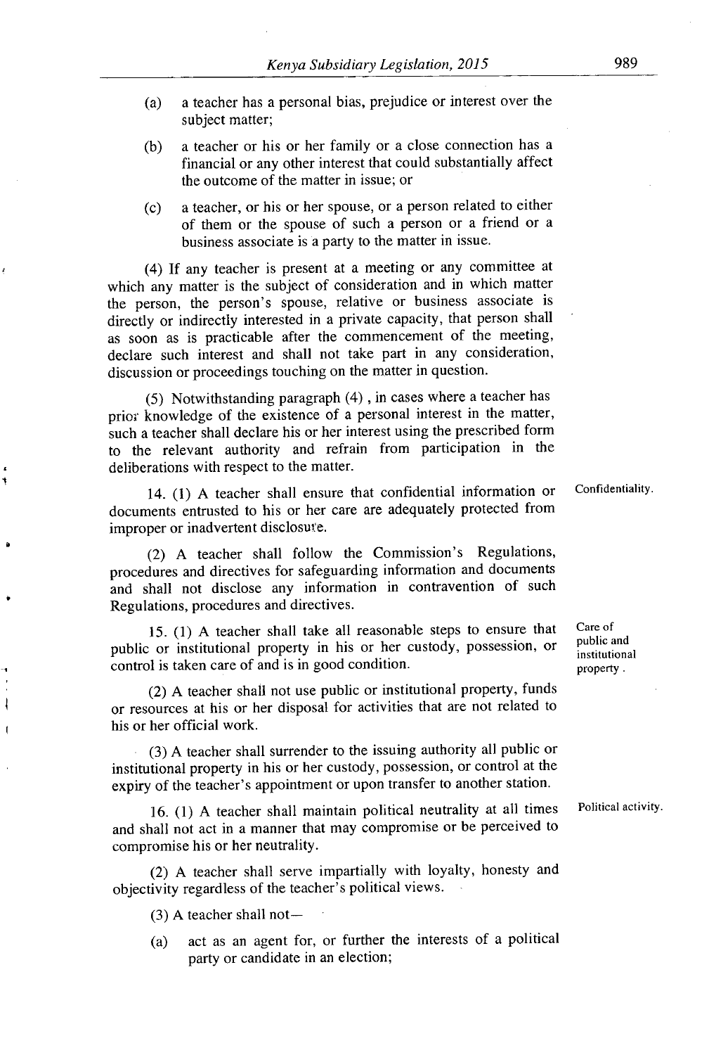(a) a teacher has a personal bias, prejudice or interest over the subject matter;

(b) a teacher or his or her family or a close connection has a financial or any other interest that could substantially affect the outcome of the matter in issue; or

(c) a teacher, or his or her spouse, or a person related to either of them or the spouse of such a person or a friend or a business associate is a party to the matter in issue.

(4) If any teacher is present at a meeting or any committee at which any matter is the subject of consideration and in which matter the person, the person's spouse, relative or business associate is directly or indirectly interested in a private capacity, that person shall as soon as is practicable after the commencement of the meeting, declare such interest and shall not take part in any consideration, discussion or proceedings touching on the matter in question.

(5) Notwithstanding paragraph (4) , in cases where a teacher has prior knowledge of the existence of a personal interest in the matter, such a teacher shall declare his or her interest using the prescribed form to the relevant authority and refrain from participation in the deliberations with respect to the matter.

**Confidentiality.**

14. (1) A teacher shall ensure that confidential information or documents entrusted to his or her care are adequately protected from improper or inadvertent disclosure.

(2) A teacher shall follow the Commission's Regulations, procedures and directives for safeguarding information and documents and shall not disclose any information in contravention of such Regulations, procedures and directives.

**Care of public and institutional property.**

15. (1) A teacher shall take all reasonable steps to ensure that public or institutional property in his or her custody, possession, or control is taken care of and is in good condition.

(2) A teacher shall not use public or institutional property, funds or resources at his or her disposal for activities that are not related to his or her official work.

(3) A teacher shall surrender to the issuing authority all public or institutional property in his or her custody, possession, or control at the expiry of the teacher's appointment or upon transfer to another station.

**Political activity.**

16. (1) A teacher shall maintain political neutrality at all times and shall not act in a manner that may compromise or be perceived to compromise his or her neutrality.

(2) A teacher shall serve impartially with loyalty, honesty and objectivity regardless of the teacher's political views.

(3) A teacher shall not—

(a) act as an agent for, or further the interests of a political party or candidate in an election;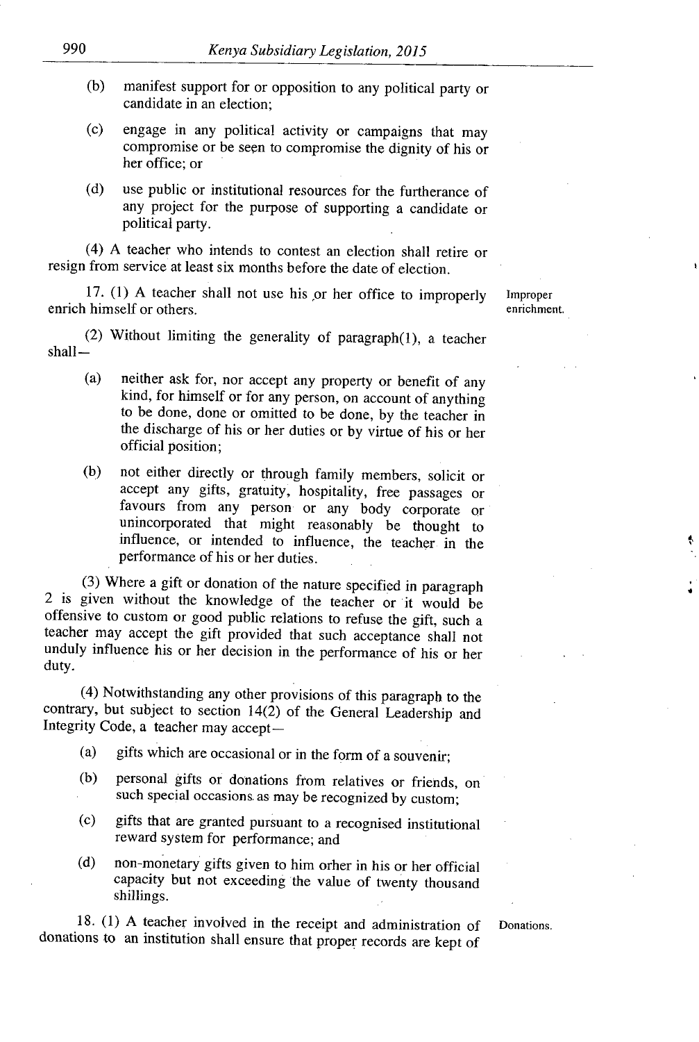(b) manifest support for or opposition to any political party or candidate in an election;

(c) engage in any political activity or campaigns that may compromise or be seen to compromise the dignity of his or her office; or

(d) use public or institutional resources for the furtherance of any project for the purpose of supporting a candidate or political party.

(4) A teacher who intends to contest an election shall retire or resign from service at least six months before the date of election.

**Improper enrichment.**

17. (1) A teacher shall not use his or her office to improperly enrich himself or others.

(2) Without limiting the generality of paragraph(1), a teacher shall—

(a) neither ask for, nor accept any property or benefit of any kind, for himself or for any person, on account of anything to be done, done or omitted to be done, by the teacher in the discharge of his or her duties or by virtue of his or her official position;

(b) not either directly or through family members, solicit or accept any gifts, gratuity, hospitality, free passages or favours from any person or any body corporate or unincorporated that might reasonably be thought to influence, or intended to influence, the teacher in the performance of his or her duties.

(3) Where a gift or donation of the nature specified in paragraph 2 is given without the knowledge of the teacher or it would be offensive to custom or good public relations to refuse the gift, such a teacher may accept the gift provided that such acceptance shall not unduly influence his or her decision in the performance of his or her duty.

(4) Notwithstanding any other provisions of this paragraph to the contrary, but subject to section 14(2) of the General Leadership and Integrity Code, a teacher may accept—

(a) gifts which are occasional or in the form of a souvenir;

(b) personal gifts or donations from relatives or friends, on such special occasions as may be recognized by custom;

(c) gifts that are granted pursuant to a recognised institutional reward system for performance; and

(d) non-monetary gifts given to him orher in his or her official capacity but not exceeding the value of twenty thousand shillings.

**Donations.**

18. (1) A teacher involved in the receipt and administration of donations to an institution shall ensure that proper records are kept of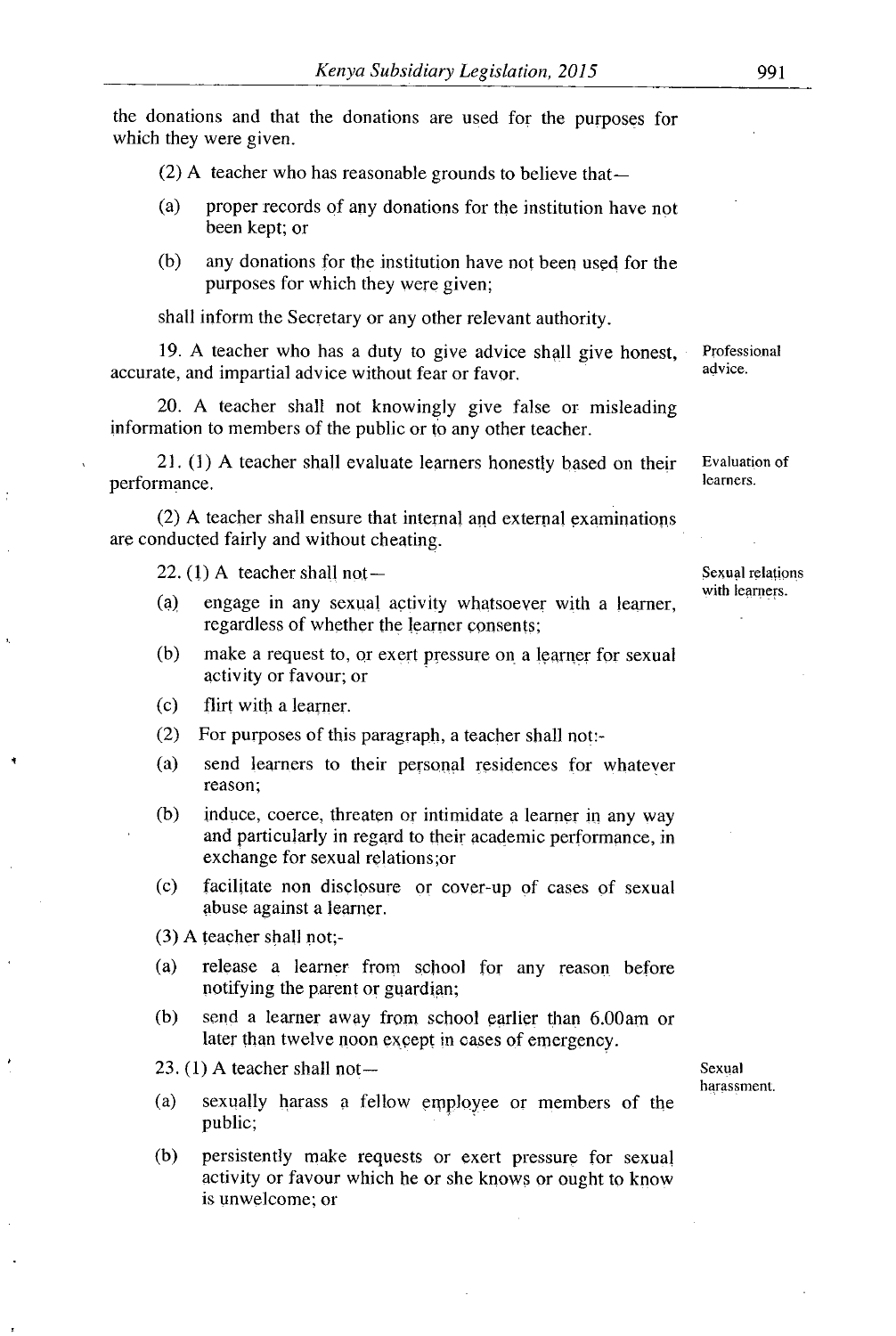the donations and that the donations are used for the purposes for which they were given.

(2) A teacher who has reasonable grounds to believe that—

(a) proper records of any donations for the institution have not been kept; or

(b) any donations for the institution have not been used for the purposes for which they were given;

shall inform the Secretary or any other relevant authority.

*Professional advice.*

19. A teacher who has a duty to give advice shall give honest, accurate, and impartial advice without fear or favor.

20. A teacher shall not knowingly give false or misleading information to members of the public or to any other teacher.

*Evaluation of learners.*

21. (1) A teacher shall evaluate learners honestly based on their performance.

(2) A teacher shall ensure that internal and external examinations are conducted fairly and without cheating.

*Sexual relations with learners.*

22. (1) A teacher shall not—

(a) engage in any sexual activity whatsoever with a learner, regardless of whether the learner consents;

(b) make a request to, or exert pressure on a learner for sexual activity or favour; or

(c) flirt with a learner.

(2) For purposes of this paragraph, a teacher shall not:-

(a) send learners to their personal residences for whatever reason;

(b) induce, coerce, threaten or intimidate a learner in any way and particularly in regard to their academic performance, in exchange for sexual relations;or

(c) facilitate non disclosure or cover-up of cases of sexual abuse against a learner.

(3) A teacher shall not;-

(a) release a learner from school for any reason before notifying the parent or guardian;

(b) send a learner away from school earlier than 6.00am or later than twelve noon except in cases of emergency.

*Sexual harassment.*

23. (1) A teacher shall not—

(a) sexually harass a fellow employee or members of the public;

(b) persistently make requests or exert pressure for sexual activity or favour which he or she knows or ought to know is unwelcome; or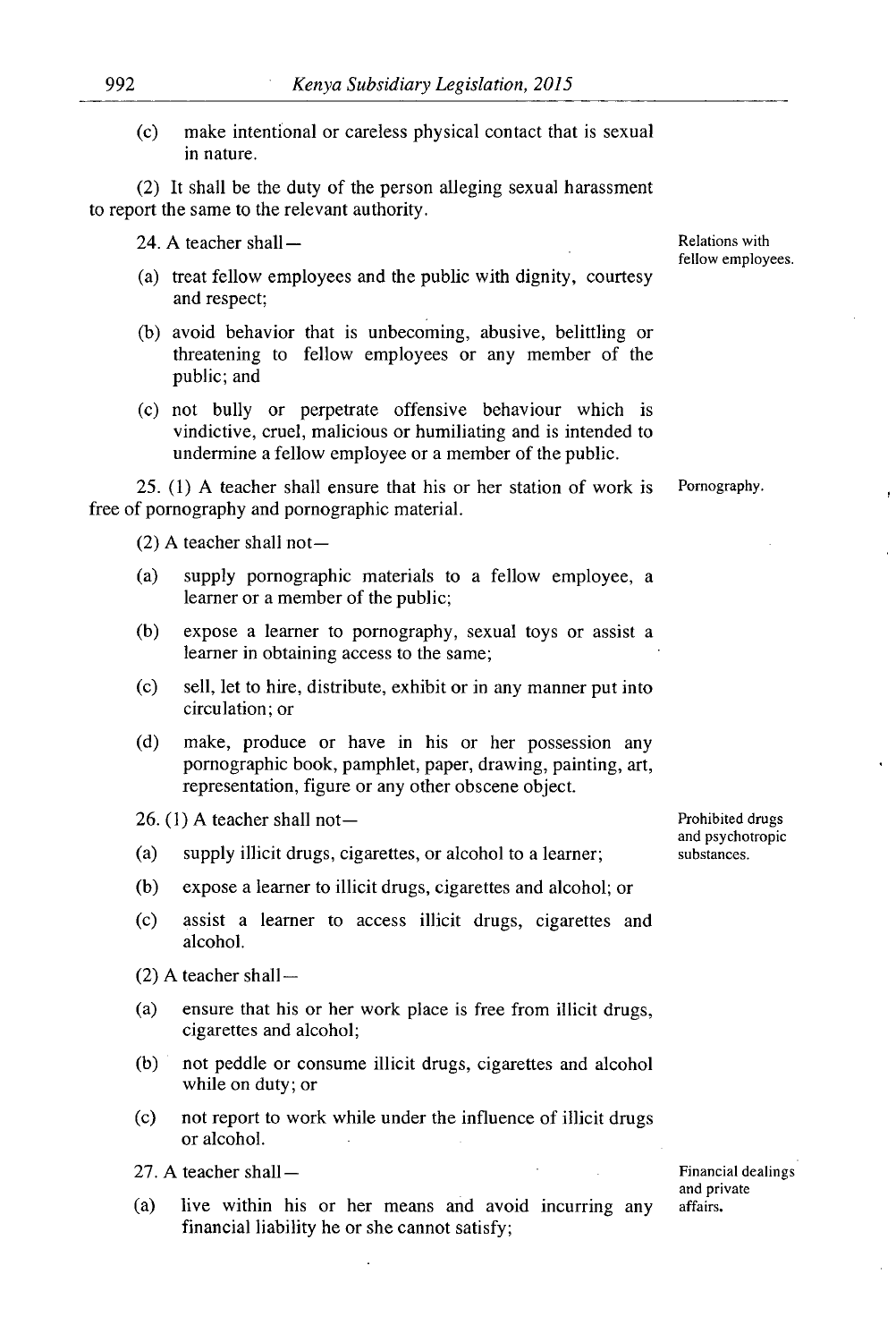(c) make intentional or careless physical contact that is sexual in nature.

(2) It shall be the duty of the person alleging sexual harassment to report the same to the relevant authority.

**Relations with fellow employees.**

24. A teacher shall—

(a) treat fellow employees and the public with dignity, courtesy and respect;

(b) avoid behavior that is unbecoming, abusive, belittling or threatening to fellow employees or any member of the public; and

(c) not bully or perpetrate offensive behaviour which is vindictive, cruel, malicious or humiliating and is intended to undermine a fellow employee or a member of the public.

**Pornography.**

25. (1) A teacher shall ensure that his or her station of work is free of pornography and pornographic material.

(2) A teacher shall not—

(a) supply pornographic materials to a fellow employee, a learner or a member of the public;

(b) expose a learner to pornography, sexual toys or assist a learner in obtaining access to the same;

(c) sell, let to hire, distribute, exhibit or in any manner put into circulation; or

(d) make, produce or have in his or her possession any pornographic book, pamphlet, paper, drawing, painting, art, representation, figure or any other obscene object.

**Prohibited drugs and psychotropic substances.**

26. (1) A teacher shall not—

(a) supply illicit drugs, cigarettes, or alcohol to a learner;

(b) expose a learner to illicit drugs, cigarettes and alcohol; or

(c) assist a learner to access illicit drugs, cigarettes and alcohol.

(2) A teacher shall—

(a) ensure that his or her work place is free from illicit drugs, cigarettes and alcohol;

(b) not peddle or consume illicit drugs, cigarettes and alcohol while on duty; or

(c) not report to work while under the influence of illicit drugs or alcohol.

**Financial dealings and private affairs.**

27. A teacher shall—

(a) live within his or her means and avoid incurring any financial liability he or she cannot satisfy;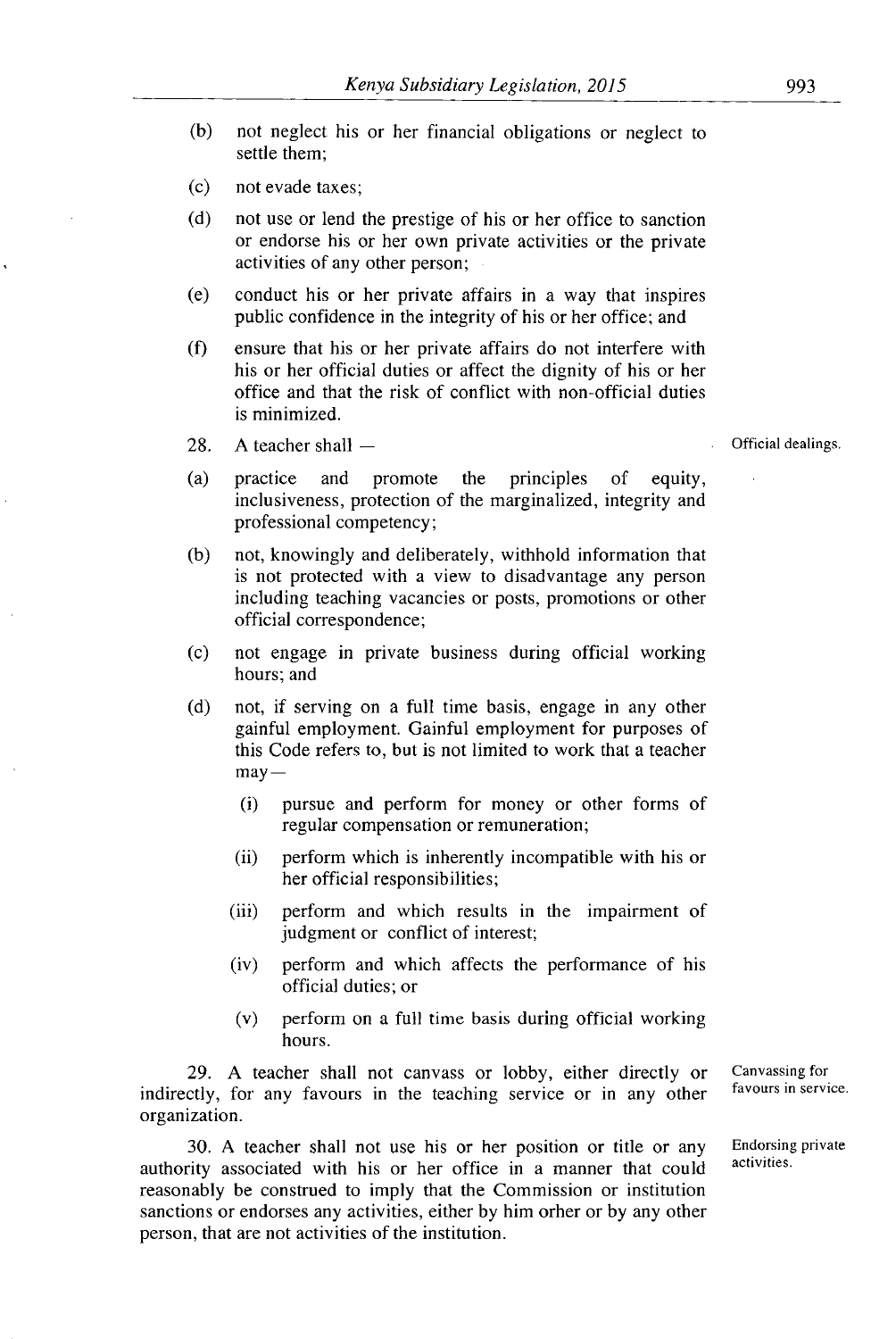(b) not neglect his or her financial obligations or neglect to settle them;

(c) not evade taxes;

(d) not use or lend the prestige of his or her office to sanction or endorse his or her own private activities or the private activities of any other person;

(e) conduct his or her private affairs in a way that inspires public confidence in the integrity of his or her office; and

(f) ensure that his or her private affairs do not interfere with his or her official duties or affect the dignity of his or her office and that the risk of conflict with non-official duties is minimized.

Official dealings.

28. A teacher shall —

(a) practice and promote the principles of equity, inclusiveness, protection of the marginalized, integrity and professional competency;

(b) not, knowingly and deliberately, withhold information that is not protected with a view to disadvantage any person including teaching vacancies or posts, promotions or other official correspondence;

(c) not engage in private business during official working hours; and

(d) not, if serving on a full time basis, engage in any other gainful employment. Gainful employment for purposes of this Code refers to, but is not limited to work that a teacher may—

   (i) pursue and perform for money or other forms of regular compensation or remuneration;

   (ii) perform which is inherently incompatible with his or her official responsibilities;

   (iii) perform and which results in the impairment of judgment or conflict of interest;

   (iv) perform and which affects the performance of his official duties; or

   (v) perform on a full time basis during official working hours.

Canvassing for favours in service.

29. A teacher shall not canvass or lobby, either directly or indirectly, for any favours in the teaching service or in any other organization.

Endorsing private activities.

30. A teacher shall not use his or her position or title or any authority associated with his or her office in a manner that could reasonably be construed to imply that the Commission or institution sanctions or endorses any activities, either by him orher or by any other person, that are not activities of the institution.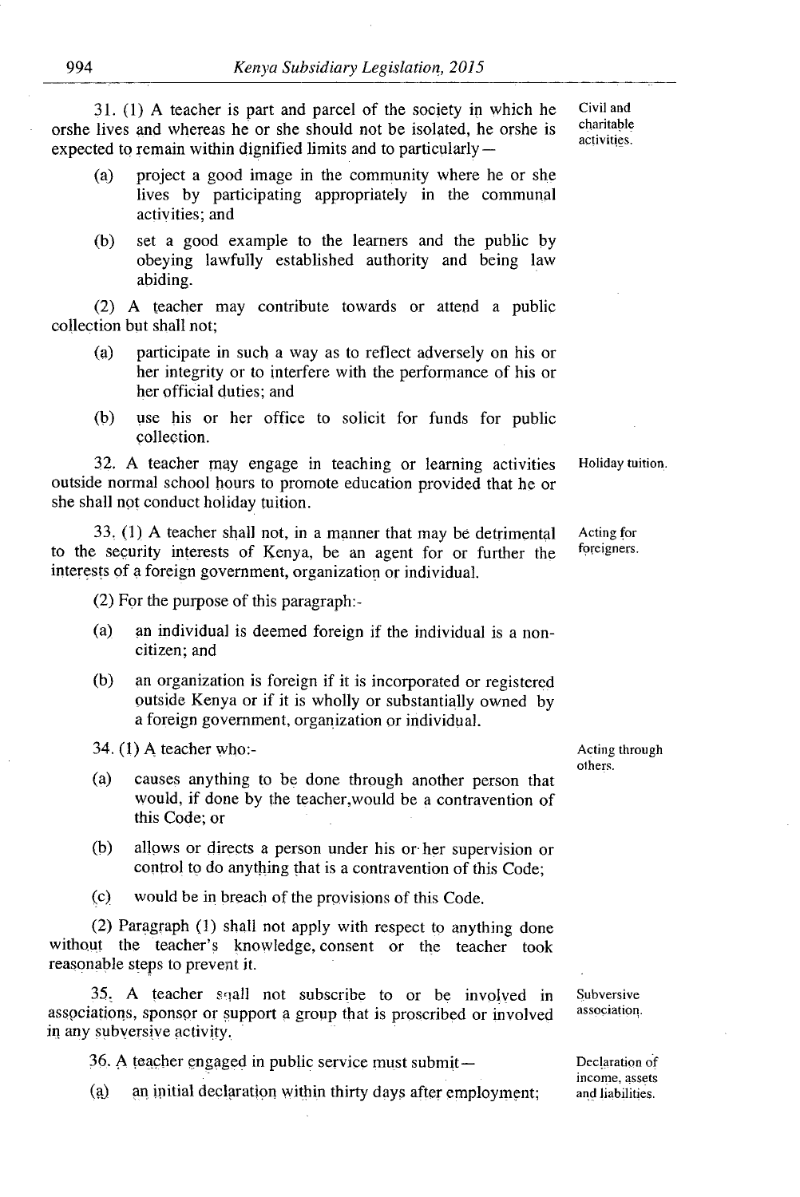**Civil and charitable activities.**

31. (1) A teacher is part and parcel of the society in which he orshe lives and whereas he or she should not be isolated, he orshe is expected to remain within dignified limits and to particularly—

(a) project a good image in the community where he or she lives by participating appropriately in the communal activities; and

(b) set a good example to the learners and the public by obeying lawfully established authority and being law abiding.

(2) A teacher may contribute towards or attend a public collection but shall not;

(a) participate in such a way as to reflect adversely on his or her integrity or to interfere with the performance of his or her official duties; and

(b) use his or her office to solicit for funds for public collection.

**Holiday tuition.**

32. A teacher may engage in teaching or learning activities outside normal school hours to promote education provided that he or she shall not conduct holiday tuition.

**Acting for foreigners.**

33. (1) A teacher shall not, in a manner that may be detrimental to the security interests of Kenya, be an agent for or further the interests of a foreign government, organization or individual.

(2) For the purpose of this paragraph:-

(a) an individual is deemed foreign if the individual is a non-citizen; and

(b) an organization is foreign if it is incorporated or registered outside Kenya or if it is wholly or substantially owned by a foreign government, organization or individual.

**Acting through others.**

34. (1) A teacher who:-

(a) causes anything to be done through another person that would, if done by the teacher,would be a contravention of this Code; or

(b) allows or directs a person under his or her supervision or control to do anything that is a contravention of this Code;

(c) would be in breach of the provisions of this Code.

(2) Paragraph (1) shall not apply with respect to anything done without the teacher's knowledge, consent or the teacher took reasonable steps to prevent it.

**Subversive association.**

35. A teacher sqall not subscribe to or be involved in associations, sponsor or support a group that is proscribed or involved in any subversive activity.

**Declaration of income, assets and liabilities.**

36. A teacher engaged in public service must submit—

(a) an initial declaration within thirty days after employment;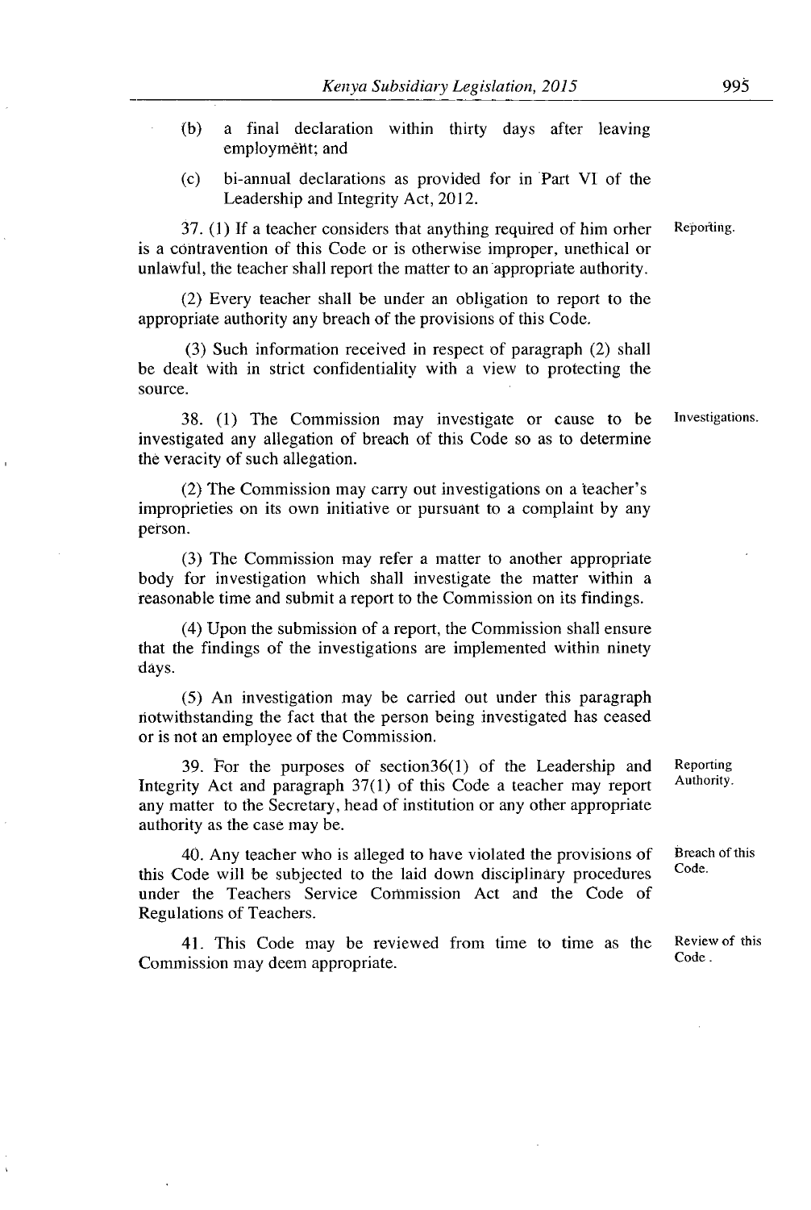(b) a final declaration within thirty days after leaving employment; and

(c) bi-annual declarations as provided for in Part VI of the Leadership and Integrity Act, 2012.

**Reporting.**

37. (1) If a teacher considers that anything required of him orher is a contravention of this Code or is otherwise improper, unethical or unlawful, the teacher shall report the matter to an appropriate authority.

(2) Every teacher shall be under an obligation to report to the appropriate authority any breach of the provisions of this Code.

(3) Such information received in respect of paragraph (2) shall be dealt with in strict confidentiality with a view to protecting the source.

**Investigations.**

38. (1) The Commission may investigate or cause to be investigated any allegation of breach of this Code so as to determine the veracity of such allegation.

(2) The Commission may carry out investigations on a teacher's improprieties on its own initiative or pursuant to a complaint by any person.

(3) The Commission may refer a matter to another appropriate body for investigation which shall investigate the matter within a reasonable time and submit a report to the Commission on its findings.

(4) Upon the submission of a report, the Commission shall ensure that the findings of the investigations are implemented within ninety days.

(5) An investigation may be carried out under this paragraph notwithstanding the fact that the person being investigated has ceased or is not an employee of the Commission.

**Reporting Authority.**

39. For the purposes of section36(1) of the Leadership and Integrity Act and paragraph 37(1) of this Code a teacher may report any matter to the Secretary, head of institution or any other appropriate authority as the case may be.

**Breach of this Code.**

40. Any teacher who is alleged to have violated the provisions of this Code will be subjected to the laid down disciplinary procedures under the Teachers Service Commission Act and the Code of Regulations of Teachers.

**Review of this Code.**

41. This Code may be reviewed from time to time as the Commission may deem appropriate.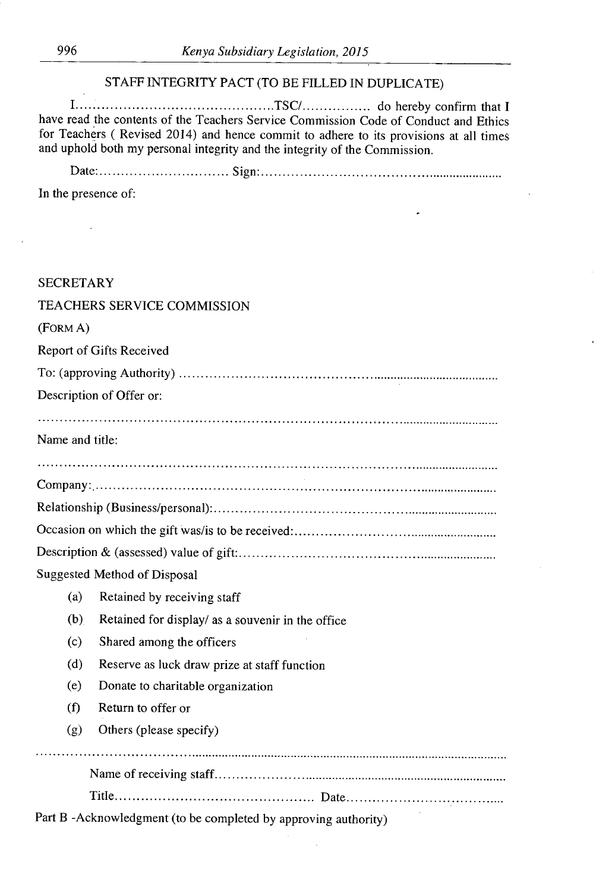## STAFF INTEGRITY PACT (TO BE FILLED IN DUPLICATE)

I……………………………………………TSC/…………….. do hereby confirm that I have read the contents of the Teachers Service Commission Code of Conduct and Ethics for Teachers ( Revised 2014) and hence commit to adhere to its provisions at all times and uphold both my personal integrity and the integrity of the Commission.

Date:………………………… Sign:……………………………………………………

In the presence of:

SECRETARY

TEACHERS SERVICE COMMISSION

(FORM A)

Report of Gifts Received

To: (approving Authority) ……………………………………………………………………

Description of Offer or:

………………………………………………………………………………………………

Name and title:

………………………………………………………………………………………………

Company:………………………………………………………………………………………

Relationship (Business/personal):…………………………………………………………

Occasion on which the gift was/is to be received:…………………………………………

Description & (assessed) value of gift:………………………………………………………

Suggested Method of Disposal

(a) Retained by receiving staff

(b) Retained for display/ as a souvenir in the office

(c) Shared among the officers

(d) Reserve as luck draw prize at staff function

(e) Donate to charitable organization

(f) Return to offer or

(g) Others (please specify)

………………………………………………………………………………………………

Name of receiving staff………………………………………………………………

Title……………………………………… Date…………………………………

Part B -Acknowledgment (to be completed by approving authority)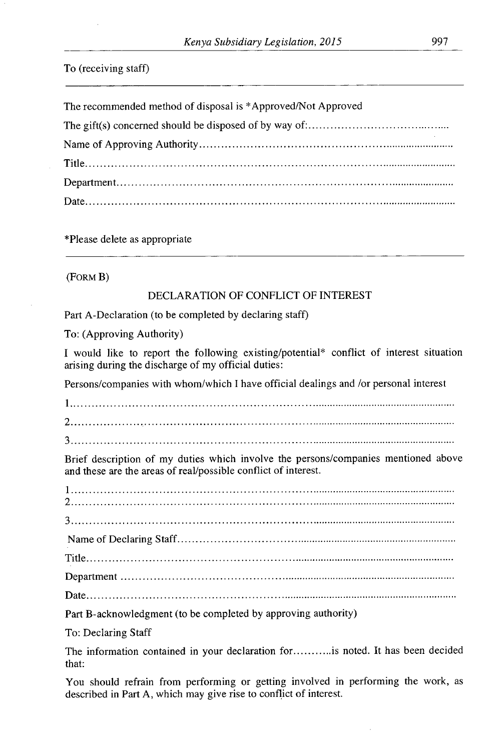To (receiving staff)

---

The recommended method of disposal is *Approved/Not Approved

The gift(s) concerned should be disposed of by way of:......................................

Name of Approving Authority.....................................................................................

Title.............................................................................................................

Department....................................................................................................

Date.............................................................................................................

*Please delete as appropriate

---

(FORM B)

DECLARATION OF CONFLICT OF INTEREST

Part A-Declaration (to be completed by declaring staff)

To: (Approving Authority)

I would like to report the following existing/potential* conflict of interest situation arising during the discharge of my official duties:

Persons/companies with whom/which I have official dealings and /or personal interest

1.................................................................................................................

2.................................................................................................................

3.................................................................................................................

Brief description of my duties which involve the persons/companies mentioned above and these are the areas of real/possible conflict of interest.

1.................................................................................................................

2.................................................................................................................

3.................................................................................................................

Name of Declaring Staff.........................................................................................

Title.............................................................................................................

Department ...................................................................................................

Date.............................................................................................................

Part B-acknowledgment (to be completed by approving authority)

To: Declaring Staff

The information contained in your declaration for...........is noted. It has been decided that:

You should refrain from performing or getting involved in performing the work, as described in Part A, which may give rise to conflict of interest.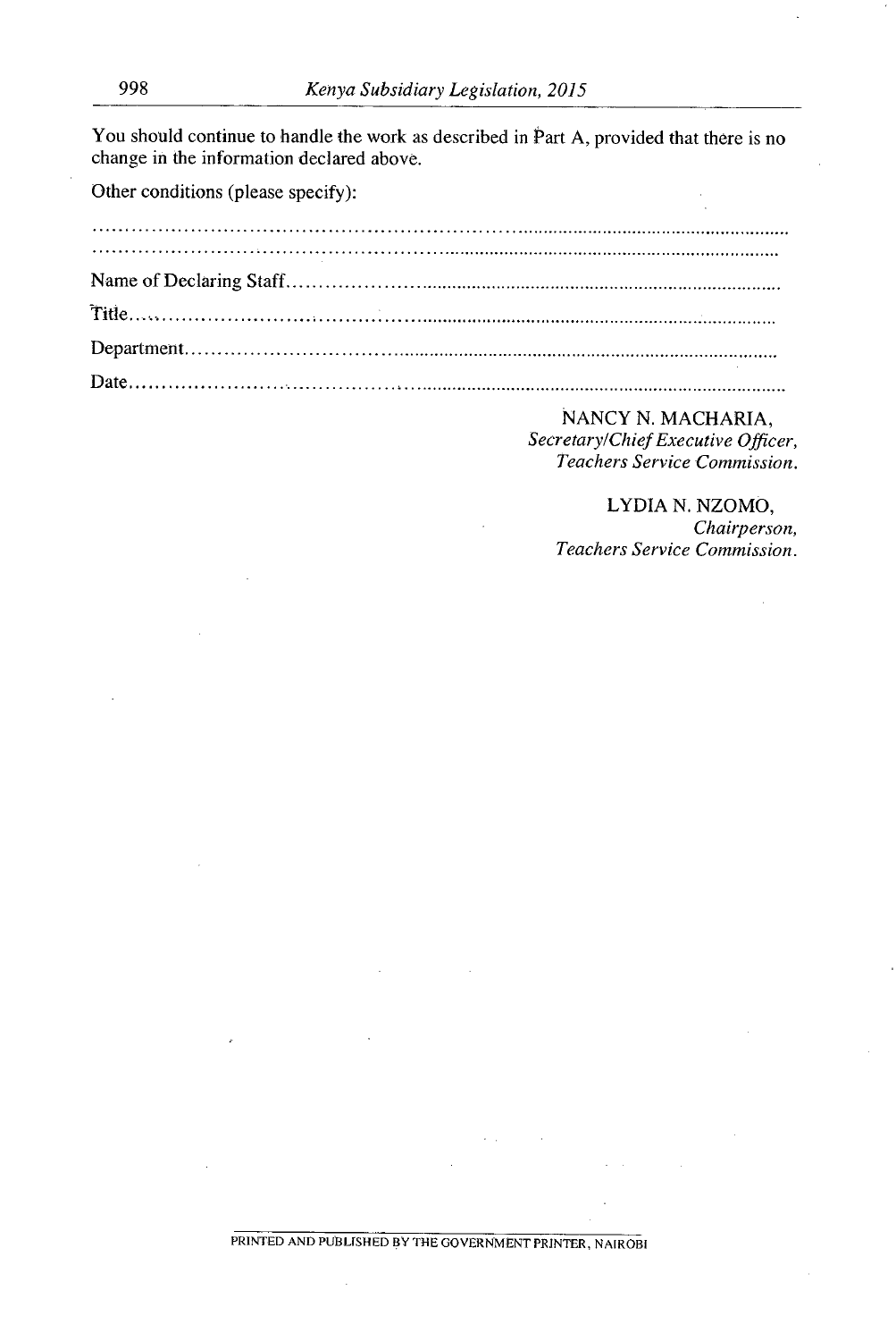You should continue to handle the work as described in Part A, provided that there is no change in the information declared above.

Other conditions (please specify):

.............................................................................................................................................

.............................................................................................................................................

Name of Declaring Staff.......................................................................................................

Title.....................................................................................................................................

Department..........................................................................................................................

Date.....................................................................................................................................

NANCY N. MACHARIA,
*Secretary/Chief Executive Officer,*
*Teachers Service Commission.*

LYDIA N. NZOMO,
*Chairperson,*
*Teachers Service Commission.*

PRINTED AND PUBLISHED BY THE GOVERNMENT PRINTER, NAIROBI